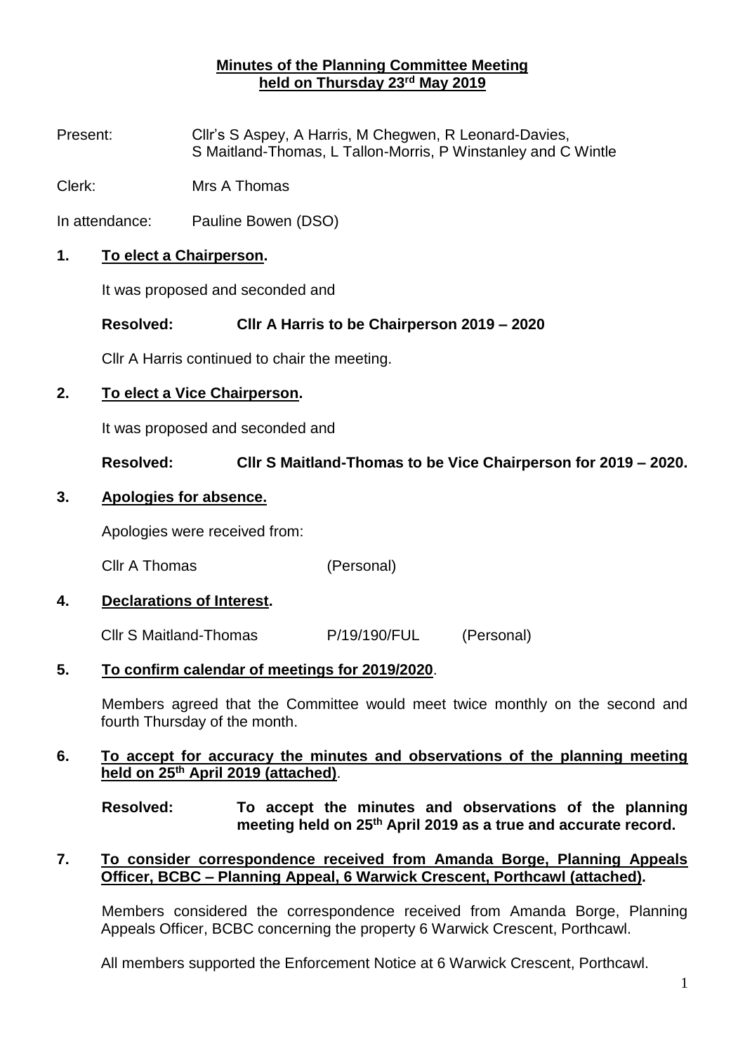**Minutes of the Planning Committee Meeting**
**held on Thursday 23rd May 2019**

Present: Cllr's S Aspey, A Harris, M Chegwen, R Leonard-Davies, S Maitland-Thomas, L Tallon-Morris, P Winstanley and C Wintle

Clerk: Mrs A Thomas

In attendance: Pauline Bowen (DSO)

**1. To elect a Chairperson.**

It was proposed and seconded and

**Resolved: Cllr A Harris to be Chairperson 2019 – 2020**

Cllr A Harris continued to chair the meeting.

**2. To elect a Vice Chairperson.**

It was proposed and seconded and

**Resolved: Cllr S Maitland-Thomas to be Vice Chairperson for 2019 – 2020.**

**3. Apologies for absence.**

Apologies were received from:

Cllr A Thomas (Personal)

**4. Declarations of Interest.**

Cllr S Maitland-Thomas P/19/190/FUL (Personal)

**5. To confirm calendar of meetings for 2019/2020.**

Members agreed that the Committee would meet twice monthly on the second and fourth Thursday of the month.

**6. To accept for accuracy the minutes and observations of the planning meeting held on 25th April 2019 (attached).**

**Resolved: To accept the minutes and observations of the planning meeting held on 25th April 2019 as a true and accurate record.**

**7. To consider correspondence received from Amanda Borge, Planning Appeals Officer, BCBC – Planning Appeal, 6 Warwick Crescent, Porthcawl (attached).**

Members considered the correspondence received from Amanda Borge, Planning Appeals Officer, BCBC concerning the property 6 Warwick Crescent, Porthcawl.

All members supported the Enforcement Notice at 6 Warwick Crescent, Porthcawl.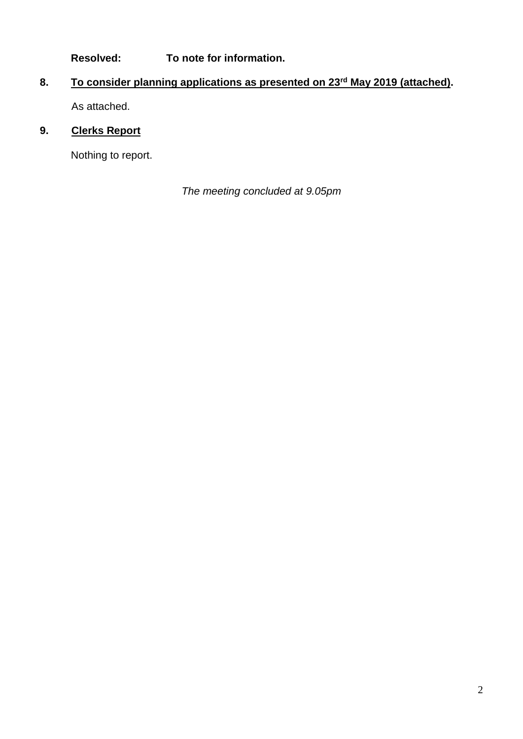**Resolved:** **To note for information.**

**8.** **<u>To consider planning applications as presented on 23rd May 2019 (attached)</u>.**

As attached.

**9.** **<u>Clerks Report</u>**

Nothing to report.

*The meeting concluded at 9.05pm*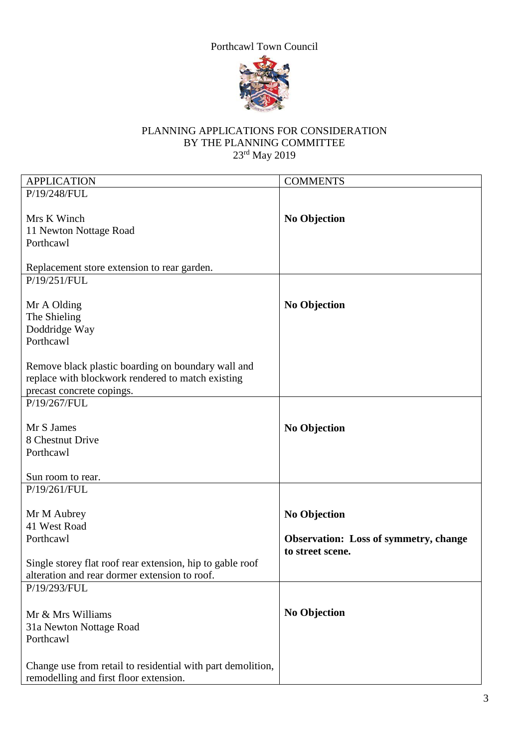Porthcawl Town Council

PLANNING APPLICATIONS FOR CONSIDERATION
BY THE PLANNING COMMITTEE
23rd May 2019

| APPLICATION | COMMENTS |
| --- | --- |
| P/19/248/FUL<br><br>Mrs K Winch<br>11 Newton Nottage Road<br>Porthcawl<br><br>Replacement store extension to rear garden. | **No Objection** |
| P/19/251/FUL<br><br>Mr A Olding<br>The Shieling<br>Doddridge Way<br>Porthcawl<br><br>Remove black plastic boarding on boundary wall and replace with blockwork rendered to match existing precast concrete copings. | **No Objection** |
| P/19/267/FUL<br><br>Mr S James<br>8 Chestnut Drive<br>Porthcawl<br><br>Sun room to rear. | **No Objection** |
| P/19/261/FUL<br><br>Mr M Aubrey<br>41 West Road<br>Porthcawl<br><br>Single storey flat roof rear extension, hip to gable roof alteration and rear dormer extension to roof. | **No Objection**<br><br>**Observation: Loss of symmetry, change to street scene.** |
| P/19/293/FUL<br><br>Mr & Mrs Williams<br>31a Newton Nottage Road<br>Porthcawl<br><br>Change use from retail to residential with part demolition, remodelling and first floor extension. | **No Objection** |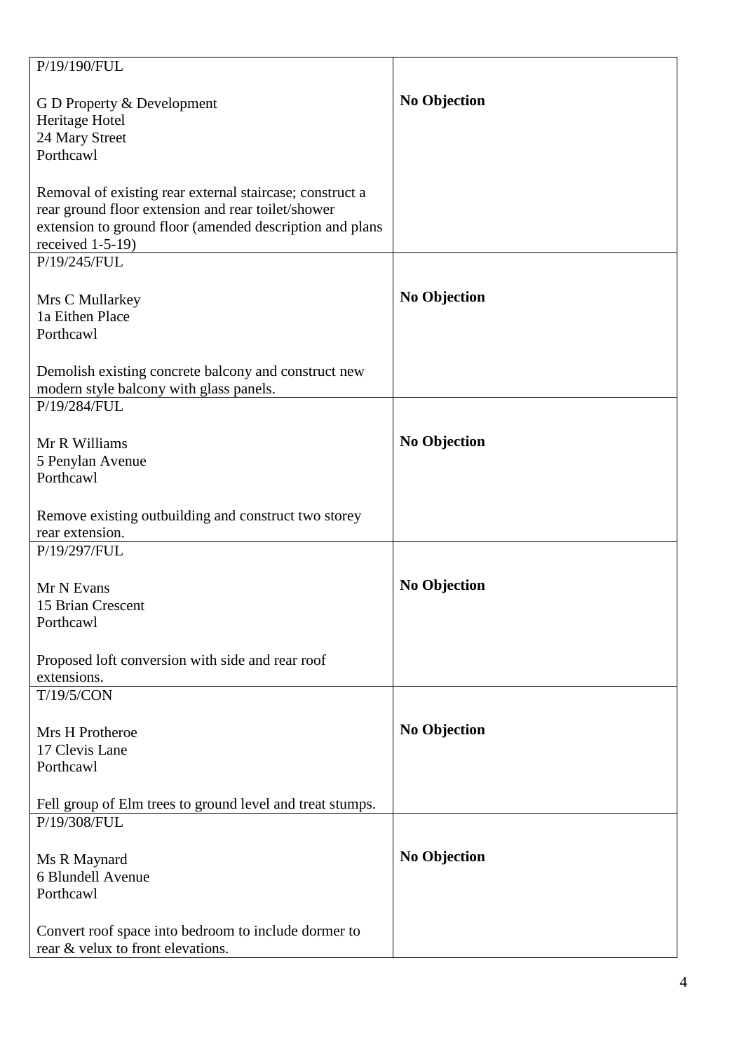| | |
|---|---|
| P/19/190/FUL<br><br>G D Property & Development<br>Heritage Hotel<br>24 Mary Street<br>Porthcawl<br><br>Removal of existing rear external staircase; construct a rear ground floor extension and rear toilet/shower extension to ground floor (amended description and plans received 1-5-19) | **No Objection** |
| P/19/245/FUL<br><br>Mrs C Mullarkey<br>1a Eithen Place<br>Porthcawl<br><br>Demolish existing concrete balcony and construct new modern style balcony with glass panels. | **No Objection** |
| P/19/284/FUL<br><br>Mr R Williams<br>5 Penylan Avenue<br>Porthcawl<br><br>Remove existing outbuilding and construct two storey rear extension. | **No Objection** |
| P/19/297/FUL<br><br>Mr N Evans<br>15 Brian Crescent<br>Porthcawl<br><br>Proposed loft conversion with side and rear roof extensions. | **No Objection** |
| T/19/5/CON<br><br>Mrs H Protheroe<br>17 Clevis Lane<br>Porthcawl<br><br>Fell group of Elm trees to ground level and treat stumps. | **No Objection** |
| P/19/308/FUL<br><br>Ms R Maynard<br>6 Blundell Avenue<br>Porthcawl<br><br>Convert roof space into bedroom to include dormer to rear & velux to front elevations. | **No Objection** |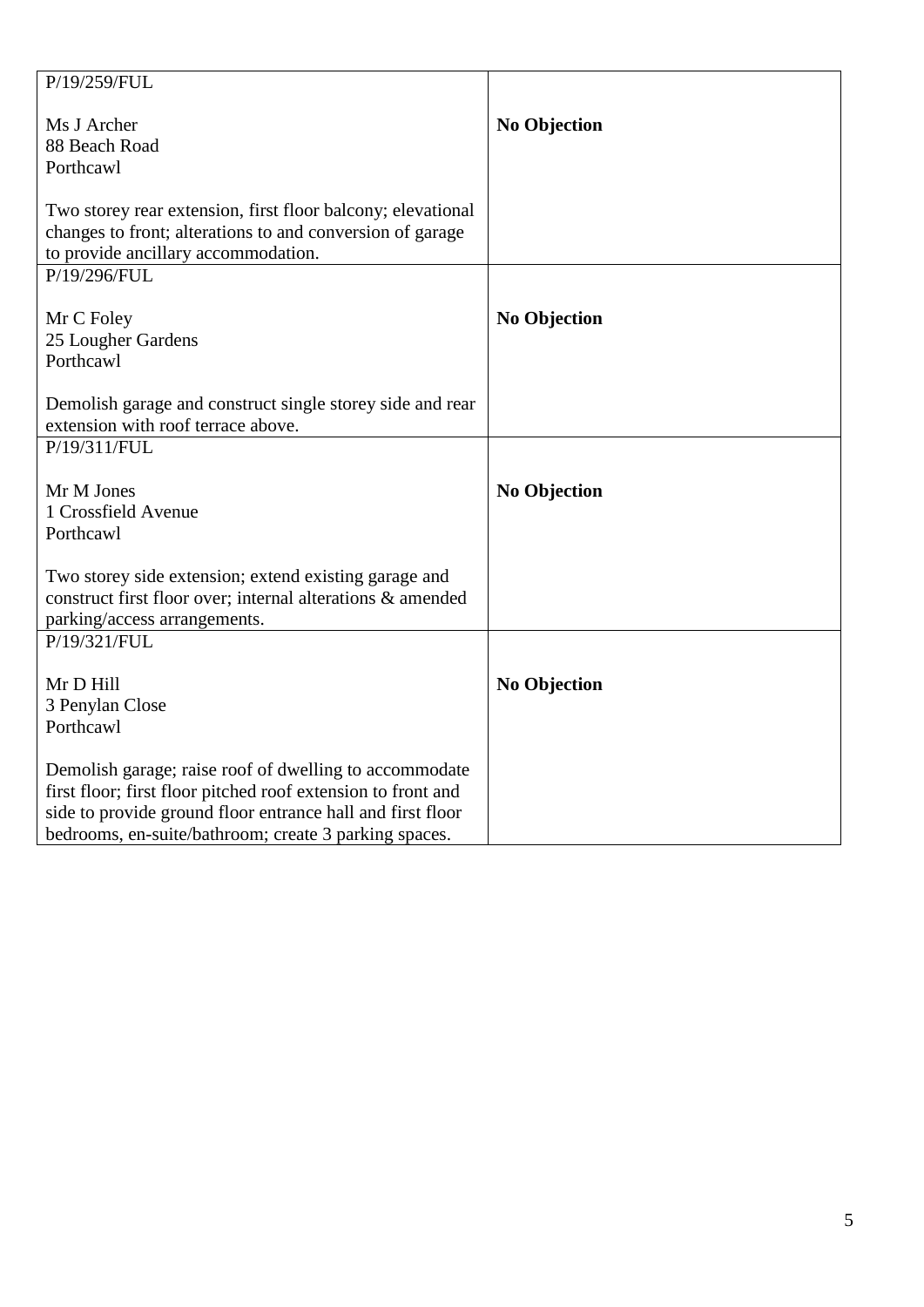| | |
|---|---|
| P/19/259/FUL<br><br>Ms J Archer<br>88 Beach Road<br>Porthcawl<br><br>Two storey rear extension, first floor balcony; elevational changes to front; alterations to and conversion of garage to provide ancillary accommodation. | **No Objection** |
| P/19/296/FUL<br><br>Mr C Foley<br>25 Lougher Gardens<br>Porthcawl<br><br>Demolish garage and construct single storey side and rear extension with roof terrace above. | **No Objection** |
| P/19/311/FUL<br><br>Mr M Jones<br>1 Crossfield Avenue<br>Porthcawl<br><br>Two storey side extension; extend existing garage and construct first floor over; internal alterations & amended parking/access arrangements. | **No Objection** |
| P/19/321/FUL<br><br>Mr D Hill<br>3 Penylan Close<br>Porthcawl<br><br>Demolish garage; raise roof of dwelling to accommodate first floor; first floor pitched roof extension to front and side to provide ground floor entrance hall and first floor bedrooms, en-suite/bathroom; create 3 parking spaces. | **No Objection** |